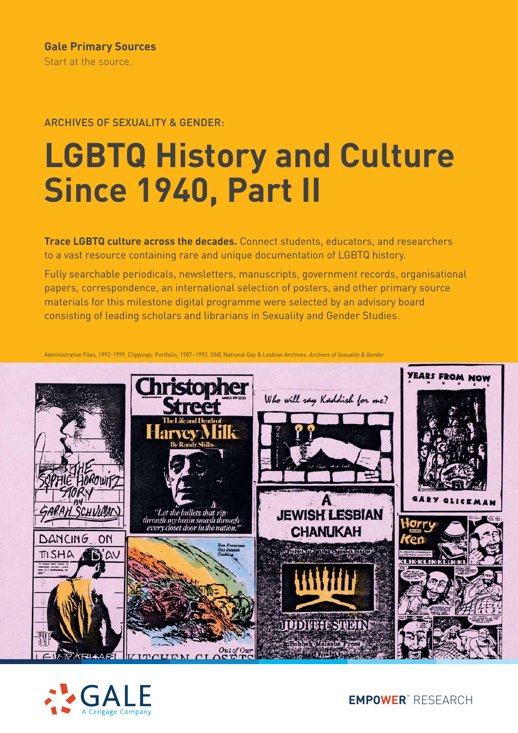**Gale Primary Sources**
Start at the source.

ARCHIVES OF SEXUALITY & GENDER:

# LGBTQ History and Culture Since 1940, Part II

**Trace LGBTQ culture across the decades.** Connect students, educators, and researchers to a vast resource containing rare and unique documentation of LGBTQ history.

Fully searchable periodicals, newsletters, manuscripts, government records, organisational papers, correspondence, an international selection of posters, and other primary source materials for this milestone digital programme were selected by an advisory board consisting of leading scholars and librarians in Sexuality and Gender Studies.

Administrative Files, 1992-1999. Clippings: Portfolio, 1987–1993. ONE National Gay & Lesbian Archives. *Archives of Sexuality & Gender*

GALE A Cengage Company

EMPOWER™ RESEARCH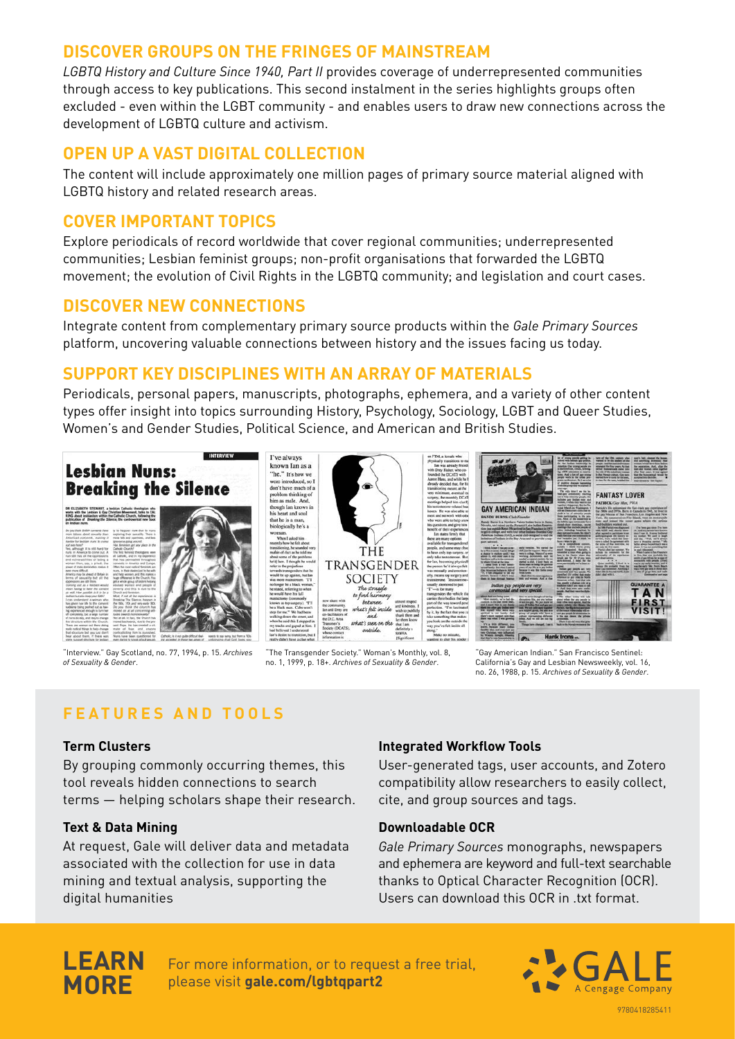## DISCOVER GROUPS ON THE FRINGES OF MAINSTREAM

*LGBTQ History and Culture Since 1940, Part II* provides coverage of underrepresented communities through access to key publications. This second instalment in the series highlights groups often excluded - even within the LGBT community - and enables users to draw new connections across the development of LGBTQ culture and activism.

## OPEN UP A VAST DIGITAL COLLECTION

The content will include approximately one million pages of primary source material aligned with LGBTQ history and related research areas.

## COVER IMPORTANT TOPICS

Explore periodicals of record worldwide that cover regional communities; underrepresented communities; Lesbian feminist groups; non-profit organisations that forwarded the LGBTQ movement; the evolution of Civil Rights in the LGBTQ community; and legislation and court cases.

## DISCOVER NEW CONNECTIONS

Integrate content from complementary primary source products within the *Gale Primary Sources* platform, uncovering valuable connections between history and the issues facing us today.

## SUPPORT KEY DISCIPLINES WITH AN ARRAY OF MATERIALS

Periodicals, personal papers, manuscripts, photographs, ephemera, and a variety of other content types offer insight into topics surrounding History, Psychology, Sociology, LGBT and Queer Studies, Women's and Gender Studies, Political Science, and American and British Studies.

"Interview." Gay Scotland, no. 77, 1994, p. 15. *Archives of Sexuality & Gender*.

"The Transgender Society." Woman's Monthly, vol. 8, no. 1, 1999, p. 18+. *Archives of Sexuality & Gender*.

"Gay American Indian." San Francisco Sentinel: California's Gay and Lesbian Newsweekly, vol. 16, no. 26, 1988, p. 15. *Archives of Sexuality & Gender*.

## FEATURES AND TOOLS

### Term Clusters

By grouping commonly occurring themes, this tool reveals hidden connections to search terms — helping scholars shape their research.

### Text & Data Mining

At request, Gale will deliver data and metadata associated with the collection for use in data mining and textual analysis, supporting the digital humanities

### Integrated Workflow Tools

User-generated tags, user accounts, and Zotero compatibility allow researchers to easily collect, cite, and group sources and tags.

### Downloadable OCR

*Gale Primary Sources* monographs, newspapers and ephemera are keyword and full-text searchable thanks to Optical Character Recognition (OCR). Users can download this OCR in .txt format.

## LEARN MORE

For more information, or to request a free trial, please visit **gale.com/lgbtqpart2**

GALE
A Cengage Company

9780418285411